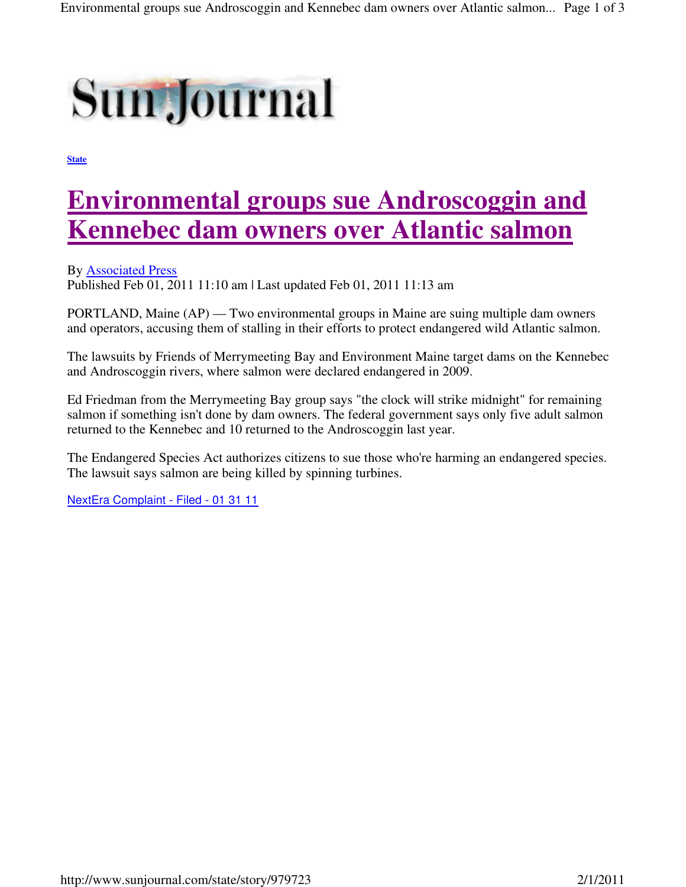Sun Journal

State

# Environmental groups sue Androscoggin and Kennebec dam owners over Atlantic salmon

By Associated Press
Published Feb 01, 2011 11:10 am | Last updated Feb 01, 2011 11:13 am

PORTLAND, Maine (AP) — Two environmental groups in Maine are suing multiple dam owners and operators, accusing them of stalling in their efforts to protect endangered wild Atlantic salmon.

The lawsuits by Friends of Merrymeeting Bay and Environment Maine target dams on the Kennebec and Androscoggin rivers, where salmon were declared endangered in 2009.

Ed Friedman from the Merrymeeting Bay group says "the clock will strike midnight" for remaining salmon if something isn't done by dam owners. The federal government says only five adult salmon returned to the Kennebec and 10 returned to the Androscoggin last year.

The Endangered Species Act authorizes citizens to sue those who're harming an endangered species. The lawsuit says salmon are being killed by spinning turbines.

NextEra Complaint - Filed - 01 31 11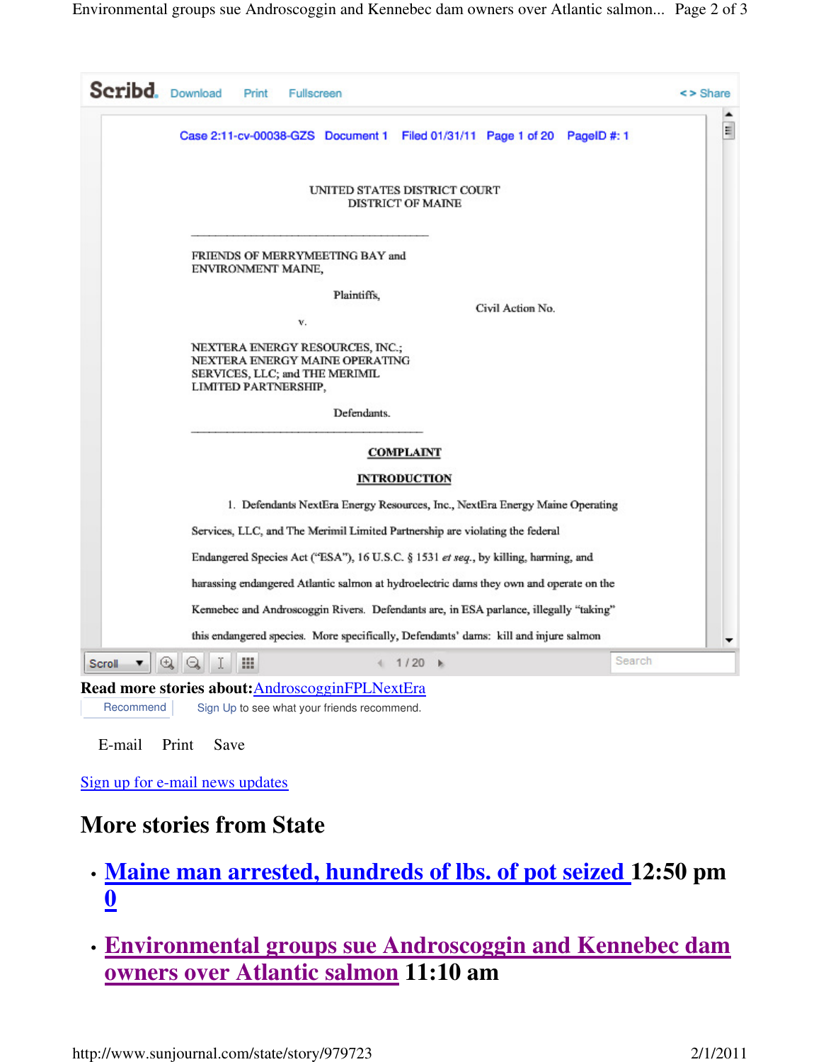Scribd. Download Print Fullscreen <> Share

Case 2:11-cv-00038-GZS Document 1 Filed 01/31/11 Page 1 of 20 PageID #: 1

UNITED STATES DISTRICT COURT
DISTRICT OF MAINE

---

FRIENDS OF MERRYMEETING BAY and
ENVIRONMENT MAINE,

Plaintiffs,

Civil Action No.

v.

NEXTERA ENERGY RESOURCES, INC.;
NEXTERA ENERGY MAINE OPERATING
SERVICES, LLC; and THE MERIMIL
LIMITED PARTNERSHIP,

Defendants.

---

**COMPLAINT**

**INTRODUCTION**

1. Defendants NextEra Energy Resources, Inc., NextEra Energy Maine Operating Services, LLC, and The Merimil Limited Partnership are violating the federal Endangered Species Act ("ESA"), 16 U.S.C. § 1531 *et seq.*, by killing, harming, and harassing endangered Atlantic salmon at hydroelectric dams they own and operate on the Kennebec and Androscoggin Rivers. Defendants are, in ESA parlance, illegally "taking" this endangered species. More specifically, Defendants' dams: kill and injure salmon

Scroll 1 / 20 Search

**Read more stories about:** AndroscogginFPLNextEra

Recommend Sign Up to see what your friends recommend.

E-mail Print Save

Sign up for e-mail news updates

## More stories from State

- **Maine man arrested, hundreds of lbs. of pot seized 12:50 pm 0**
- **Environmental groups sue Androscoggin and Kennebec dam owners over Atlantic salmon 11:10 am**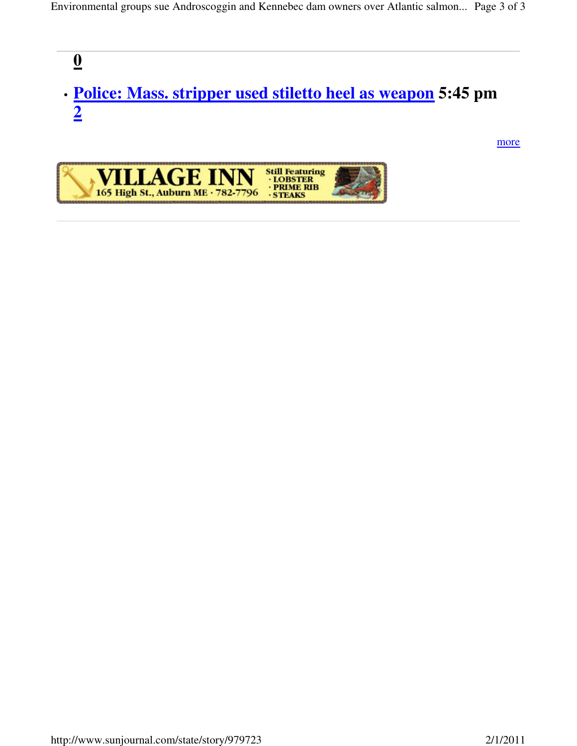0

- **Police: Mass. stripper used stiletto heel as weapon** **5:45 pm**
  **2**

more

VILLAGE INN
165 High St., Auburn ME · 782-7796
Still Featuring
· LOBSTER
· PRIME RIB
· STEAKS